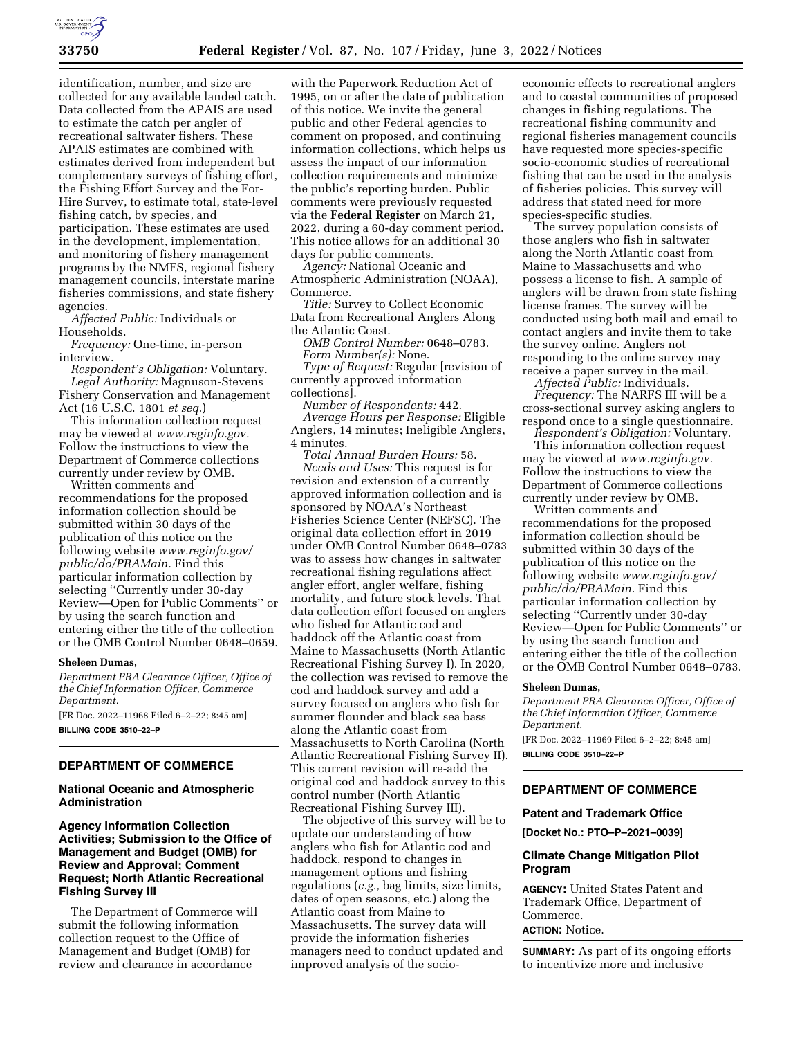identification, number, and size are collected for any available landed catch. Data collected from the APAIS are used to estimate the catch per angler of recreational saltwater fishers. These APAIS estimates are combined with estimates derived from independent but complementary surveys of fishing effort, the Fishing Effort Survey and the For-Hire Survey, to estimate total, state-level fishing catch, by species, and participation. These estimates are used in the development, implementation, and monitoring of fishery management programs by the NMFS, regional fishery management councils, interstate marine fisheries commissions, and state fishery agencies.

*Affected Public:* Individuals or Households.

*Frequency:* One-time, in-person interview.

*Respondent's Obligation:* Voluntary.

*Legal Authority:* Magnuson-Stevens Fishery Conservation and Management Act (16 U.S.C. 1801 *et seq.*)

This information collection request may be viewed at *www.reginfo.gov.* Follow the instructions to view the Department of Commerce collections currently under review by OMB.

Written comments and recommendations for the proposed information collection should be submitted within 30 days of the publication of this notice on the following website *www.reginfo.gov/public/do/PRAMain.* Find this particular information collection by selecting ''Currently under 30-day Review—Open for Public Comments'' or by using the search function and entering either the title of the collection or the OMB Control Number 0648–0659.

**Sheleen Dumas,**

*Department PRA Clearance Officer, Office of the Chief Information Officer, Commerce Department.*

[FR Doc. 2022–11968 Filed 6–2–22; 8:45 am]

**BILLING CODE 3510–22–P**

## DEPARTMENT OF COMMERCE

### National Oceanic and Atmospheric Administration

### Agency Information Collection Activities; Submission to the Office of Management and Budget (OMB) for Review and Approval; Comment Request; North Atlantic Recreational Fishing Survey III

The Department of Commerce will submit the following information collection request to the Office of Management and Budget (OMB) for review and clearance in accordance with the Paperwork Reduction Act of 1995, on or after the date of publication of this notice. We invite the general public and other Federal agencies to comment on proposed, and continuing information collections, which helps us assess the impact of our information collection requirements and minimize the public's reporting burden. Public comments were previously requested via the **Federal Register** on March 21, 2022, during a 60-day comment period. This notice allows for an additional 30 days for public comments.

*Agency:* National Oceanic and Atmospheric Administration (NOAA), Commerce.

*Title:* Survey to Collect Economic Data from Recreational Anglers Along the Atlantic Coast.

*OMB Control Number:* 0648–0783.

*Form Number(s):* None.

*Type of Request:* Regular [revision of currently approved information collections].

*Number of Respondents:* 442.

*Average Hours per Response:* Eligible Anglers, 14 minutes; Ineligible Anglers, 4 minutes.

*Total Annual Burden Hours:* 58.

*Needs and Uses:* This request is for revision and extension of a currently approved information collection and is sponsored by NOAA's Northeast Fisheries Science Center (NEFSC). The original data collection effort in 2019 under OMB Control Number 0648–0783 was to assess how changes in saltwater recreational fishing regulations affect angler effort, angler welfare, fishing mortality, and future stock levels. That data collection effort focused on anglers who fished for Atlantic cod and haddock off the Atlantic coast from Maine to Massachusetts (North Atlantic Recreational Fishing Survey I). In 2020, the collection was revised to remove the cod and haddock survey and add a survey focused on anglers who fish for summer flounder and black sea bass along the Atlantic coast from Massachusetts to North Carolina (North Atlantic Recreational Fishing Survey II). This current revision will re-add the original cod and haddock survey to this control number (North Atlantic Recreational Fishing Survey III).

The objective of this survey will be to update our understanding of how anglers who fish for Atlantic cod and haddock, respond to changes in management options and fishing regulations (*e.g.,* bag limits, size limits, dates of open seasons, etc.) along the Atlantic coast from Maine to Massachusetts. The survey data will provide the information fisheries managers need to conduct updated and improved analysis of the socio-economic effects to recreational anglers and to coastal communities of proposed changes in fishing regulations. The recreational fishing community and regional fisheries management councils have requested more species-specific socio-economic studies of recreational fishing that can be used in the analysis of fisheries policies. This survey will address that stated need for more species-specific studies.

The survey population consists of those anglers who fish in saltwater along the North Atlantic coast from Maine to Massachusetts and who possess a license to fish. A sample of anglers will be drawn from state fishing license frames. The survey will be conducted using both mail and email to contact anglers and invite them to take the survey online. Anglers not responding to the online survey may receive a paper survey in the mail.

*Affected Public:* Individuals.

*Frequency:* The NARFS III will be a cross-sectional survey asking anglers to respond once to a single questionnaire.

*Respondent's Obligation:* Voluntary.

This information collection request may be viewed at *www.reginfo.gov.* Follow the instructions to view the Department of Commerce collections currently under review by OMB.

Written comments and recommendations for the proposed information collection should be submitted within 30 days of the publication of this notice on the following website *www.reginfo.gov/public/do/PRAMain.* Find this particular information collection by selecting ''Currently under 30-day Review—Open for Public Comments'' or by using the search function and entering either the title of the collection or the OMB Control Number 0648–0783.

**Sheleen Dumas,**

*Department PRA Clearance Officer, Office of the Chief Information Officer, Commerce Department.*

[FR Doc. 2022–11969 Filed 6–2–22; 8:45 am]

**BILLING CODE 3510–22–P**

## DEPARTMENT OF COMMERCE

### Patent and Trademark Office

**[Docket No.: PTO–P–2021–0039]**

### Climate Change Mitigation Pilot Program

**AGENCY:** United States Patent and Trademark Office, Department of Commerce.

**ACTION:** Notice.

**SUMMARY:** As part of its ongoing efforts to incentivize more and inclusive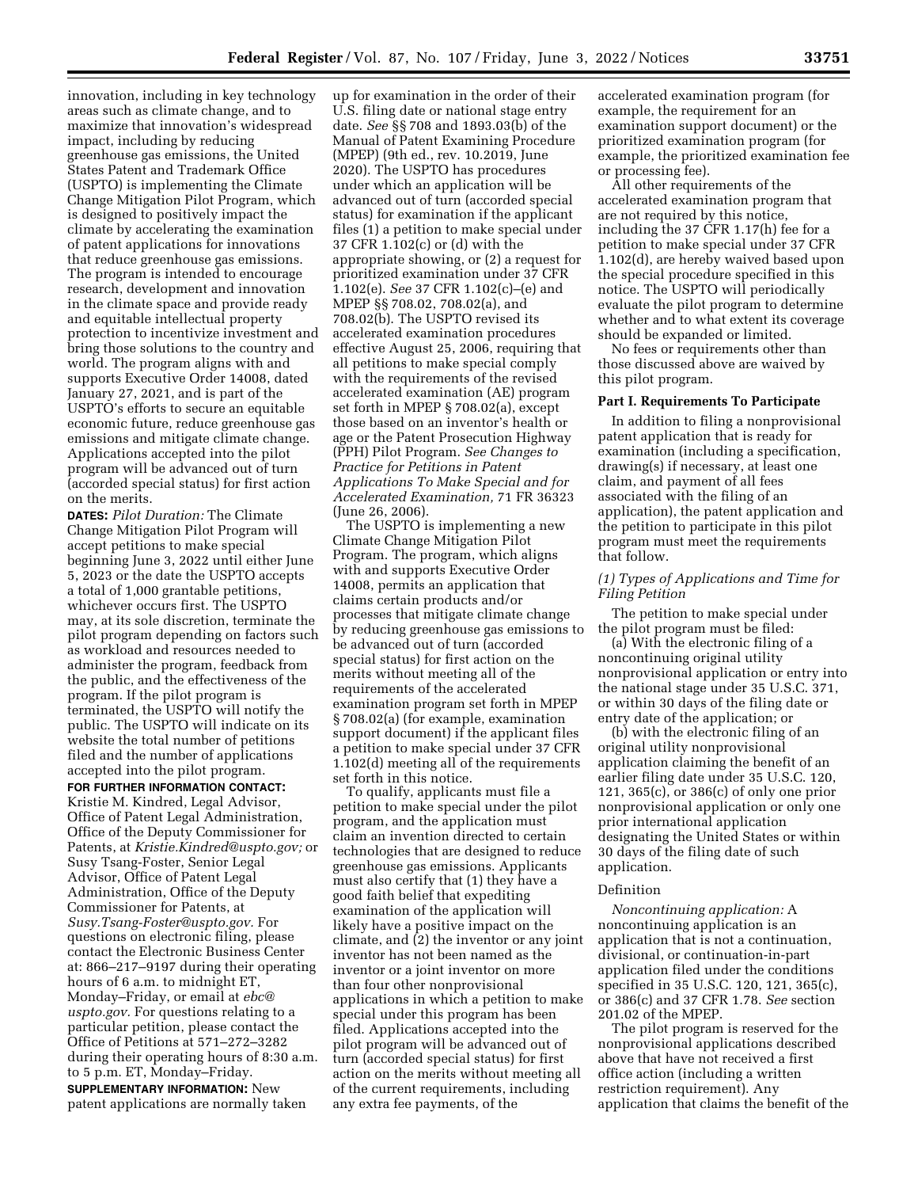innovation, including in key technology areas such as climate change, and to maximize that innovation's widespread impact, including by reducing greenhouse gas emissions, the United States Patent and Trademark Office (USPTO) is implementing the Climate Change Mitigation Pilot Program, which is designed to positively impact the climate by accelerating the examination of patent applications for innovations that reduce greenhouse gas emissions. The program is intended to encourage research, development and innovation in the climate space and provide ready and equitable intellectual property protection to incentivize investment and bring those solutions to the country and world. The program aligns with and supports Executive Order 14008, dated January 27, 2021, and is part of the USPTO's efforts to secure an equitable economic future, reduce greenhouse gas emissions and mitigate climate change. Applications accepted into the pilot program will be advanced out of turn (accorded special status) for first action on the merits.

**DATES:** *Pilot Duration:* The Climate Change Mitigation Pilot Program will accept petitions to make special beginning June 3, 2022 until either June 5, 2023 or the date the USPTO accepts a total of 1,000 grantable petitions, whichever occurs first. The USPTO may, at its sole discretion, terminate the pilot program depending on factors such as workload and resources needed to administer the program, feedback from the public, and the effectiveness of the program. If the pilot program is terminated, the USPTO will notify the public. The USPTO will indicate on its website the total number of petitions filed and the number of applications accepted into the pilot program.

**FOR FURTHER INFORMATION CONTACT:** Kristie M. Kindred, Legal Advisor, Office of Patent Legal Administration, Office of the Deputy Commissioner for Patents, at *Kristie.Kindred@uspto.gov;* or Susy Tsang-Foster, Senior Legal Advisor, Office of Patent Legal Administration, Office of the Deputy Commissioner for Patents, at *Susy.Tsang-Foster@uspto.gov.* For questions on electronic filing, please contact the Electronic Business Center at: 866–217–9197 during their operating hours of 6 a.m. to midnight ET, Monday–Friday, or email at *ebc@uspto.gov.* For questions relating to a particular petition, please contact the Office of Petitions at 571–272–3282 during their operating hours of 8:30 a.m. to 5 p.m. ET, Monday–Friday.

**SUPPLEMENTARY INFORMATION:** New patent applications are normally taken up for examination in the order of their U.S. filing date or national stage entry date. *See* §§ 708 and 1893.03(b) of the Manual of Patent Examining Procedure (MPEP) (9th ed., rev. 10.2019, June 2020). The USPTO has procedures under which an application will be advanced out of turn (accorded special status) for examination if the applicant files (1) a petition to make special under 37 CFR 1.102(c) or (d) with the appropriate showing, or (2) a request for prioritized examination under 37 CFR 1.102(e). *See* 37 CFR 1.102(c)–(e) and MPEP §§ 708.02, 708.02(a), and 708.02(b). The USPTO revised its accelerated examination procedures effective August 25, 2006, requiring that all petitions to make special comply with the requirements of the revised accelerated examination (AE) program set forth in MPEP § 708.02(a), except those based on an inventor's health or age or the Patent Prosecution Highway (PPH) Pilot Program. *See Changes to Practice for Petitions in Patent Applications To Make Special and for Accelerated Examination,* 71 FR 36323 (June 26, 2006).

The USPTO is implementing a new Climate Change Mitigation Pilot Program. The program, which aligns with and supports Executive Order 14008, permits an application that claims certain products and/or processes that mitigate climate change by reducing greenhouse gas emissions to be advanced out of turn (accorded special status) for first action on the merits without meeting all of the requirements of the accelerated examination program set forth in MPEP § 708.02(a) (for example, examination support document) if the applicant files a petition to make special under 37 CFR 1.102(d) meeting all of the requirements set forth in this notice.

To qualify, applicants must file a petition to make special under the pilot program, and the application must claim an invention directed to certain technologies that are designed to reduce greenhouse gas emissions. Applicants must also certify that (1) they have a good faith belief that expediting examination of the application will likely have a positive impact on the climate, and (2) the inventor or any joint inventor has not been named as the inventor or a joint inventor on more than four other nonprovisional applications in which a petition to make special under this program has been filed. Applications accepted into the pilot program will be advanced out of turn (accorded special status) for first action on the merits without meeting all of the current requirements, including any extra fee payments, of the accelerated examination program (for example, the requirement for an examination support document) or the prioritized examination program (for example, the prioritized examination fee or processing fee).

All other requirements of the accelerated examination program that are not required by this notice, including the 37 CFR 1.17(h) fee for a petition to make special under 37 CFR 1.102(d), are hereby waived based upon the special procedure specified in this notice. The USPTO will periodically evaluate the pilot program to determine whether and to what extent its coverage should be expanded or limited.

No fees or requirements other than those discussed above are waived by this pilot program.

## Part I. Requirements To Participate

In addition to filing a nonprovisional patent application that is ready for examination (including a specification, drawing(s) if necessary, at least one claim, and payment of all fees associated with the filing of an application), the patent application and the petition to participate in this pilot program must meet the requirements that follow.

### *(1) Types of Applications and Time for Filing Petition*

The petition to make special under the pilot program must be filed:

(a) With the electronic filing of a noncontinuing original utility nonprovisional application or entry into the national stage under 35 U.S.C. 371, or within 30 days of the filing date or entry date of the application; or

(b) with the electronic filing of an original utility nonprovisional application claiming the benefit of an earlier filing date under 35 U.S.C. 120, 121, 365(c), or 386(c) of only one prior nonprovisional application or only one prior international application designating the United States or within 30 days of the filing date of such application.

Definition

*Noncontinuing application:* A noncontinuing application is an application that is not a continuation, divisional, or continuation-in-part application filed under the conditions specified in 35 U.S.C. 120, 121, 365(c), or 386(c) and 37 CFR 1.78. *See* section 201.02 of the MPEP.

The pilot program is reserved for the nonprovisional applications described above that have not received a first office action (including a written restriction requirement). Any application that claims the benefit of the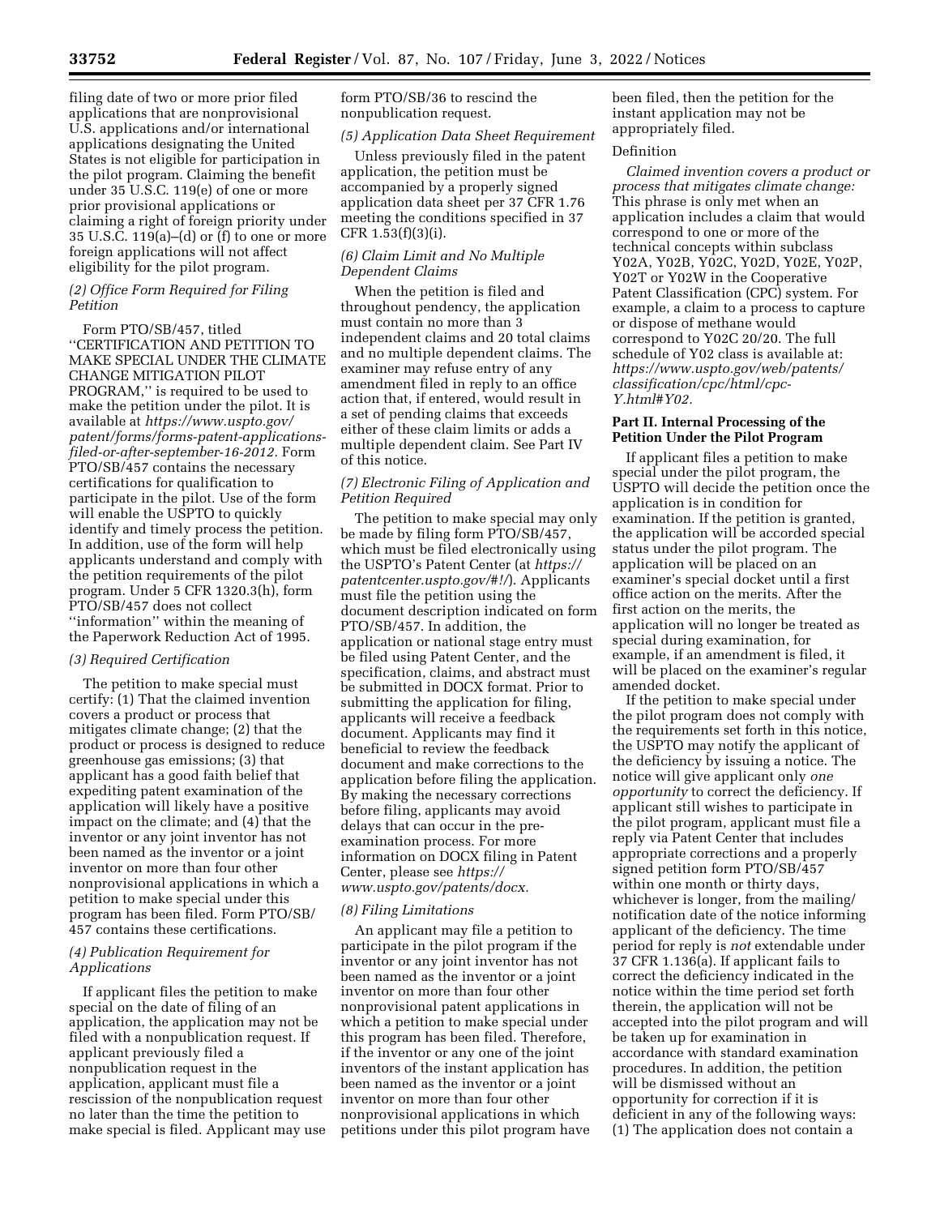filing date of two or more prior filed applications that are nonprovisional U.S. applications and/or international applications designating the United States is not eligible for participation in the pilot program. Claiming the benefit under 35 U.S.C. 119(e) of one or more prior provisional applications or claiming a right of foreign priority under 35 U.S.C. 119(a)–(d) or (f) to one or more foreign applications will not affect eligibility for the pilot program.

*(2) Office Form Required for Filing Petition*

Form PTO/SB/457, titled ''CERTIFICATION AND PETITION TO MAKE SPECIAL UNDER THE CLIMATE CHANGE MITIGATION PILOT PROGRAM,'' is required to be used to make the petition under the pilot. It is available at *https://www.uspto.gov/patent/forms/forms-patent-applications-filed-or-after-september-16-2012.* Form PTO/SB/457 contains the necessary certifications for qualification to participate in the pilot. Use of the form will enable the USPTO to quickly identify and timely process the petition. In addition, use of the form will help applicants understand and comply with the petition requirements of the pilot program. Under 5 CFR 1320.3(h), form PTO/SB/457 does not collect ''information'' within the meaning of the Paperwork Reduction Act of 1995.

*(3) Required Certification*

The petition to make special must certify: (1) That the claimed invention covers a product or process that mitigates climate change; (2) that the product or process is designed to reduce greenhouse gas emissions; (3) that applicant has a good faith belief that expediting patent examination of the application will likely have a positive impact on the climate; and (4) that the inventor or any joint inventor has not been named as the inventor or a joint inventor on more than four other nonprovisional applications in which a petition to make special under this program has been filed. Form PTO/SB/457 contains these certifications.

*(4) Publication Requirement for Applications*

If applicant files the petition to make special on the date of filing of an application, the application may not be filed with a nonpublication request. If applicant previously filed a nonpublication request in the application, applicant must file a rescission of the nonpublication request no later than the time the petition to make special is filed. Applicant may use form PTO/SB/36 to rescind the nonpublication request.

*(5) Application Data Sheet Requirement*

Unless previously filed in the patent application, the petition must be accompanied by a properly signed application data sheet per 37 CFR 1.76 meeting the conditions specified in 37 CFR 1.53(f)(3)(i).

*(6) Claim Limit and No Multiple Dependent Claims*

When the petition is filed and throughout pendency, the application must contain no more than 3 independent claims and 20 total claims and no multiple dependent claims. The examiner may refuse entry of any amendment filed in reply to an office action that, if entered, would result in a set of pending claims that exceeds either of these claim limits or adds a multiple dependent claim. See Part IV of this notice.

*(7) Electronic Filing of Application and Petition Required*

The petition to make special may only be made by filing form PTO/SB/457, which must be filed electronically using the USPTO's Patent Center (at *https://patentcenter.uspto.gov/#!/*). Applicants must file the petition using the document description indicated on form PTO/SB/457. In addition, the application or national stage entry must be filed using Patent Center, and the specification, claims, and abstract must be submitted in DOCX format. Prior to submitting the application for filing, applicants will receive a feedback document. Applicants may find it beneficial to review the feedback document and make corrections to the application before filing the application. By making the necessary corrections before filing, applicants may avoid delays that can occur in the pre-examination process. For more information on DOCX filing in Patent Center, please see *https://www.uspto.gov/patents/docx.*

*(8) Filing Limitations*

An applicant may file a petition to participate in the pilot program if the inventor or any joint inventor has not been named as the inventor or a joint inventor on more than four other nonprovisional patent applications in which a petition to make special under this program has been filed. Therefore, if the inventor or any one of the joint inventors of the instant application has been named as the inventor or a joint inventor on more than four other nonprovisional applications in which petitions under this pilot program have been filed, then the petition for the instant application may not be appropriately filed.

Definition

*Claimed invention covers a product or process that mitigates climate change:* This phrase is only met when an application includes a claim that would correspond to one or more of the technical concepts within subclass Y02A, Y02B, Y02C, Y02D, Y02E, Y02P, Y02T or Y02W in the Cooperative Patent Classification (CPC) system. For example, a claim to a process to capture or dispose of methane would correspond to Y02C 20/20. The full schedule of Y02 class is available at: *https://www.uspto.gov/web/patents/classification/cpc/html/cpc-Y.html#Y02.*

## Part II. Internal Processing of the Petition Under the Pilot Program

If applicant files a petition to make special under the pilot program, the USPTO will decide the petition once the application is in condition for examination. If the petition is granted, the application will be accorded special status under the pilot program. The application will be placed on an examiner's special docket until a first office action on the merits. After the first action on the merits, the application will no longer be treated as special during examination, for example, if an amendment is filed, it will be placed on the examiner's regular amended docket.

If the petition to make special under the pilot program does not comply with the requirements set forth in this notice, the USPTO may notify the applicant of the deficiency by issuing a notice. The notice will give applicant only *one opportunity* to correct the deficiency. If applicant still wishes to participate in the pilot program, applicant must file a reply via Patent Center that includes appropriate corrections and a properly signed petition form PTO/SB/457 within one month or thirty days, whichever is longer, from the mailing/notification date of the notice informing applicant of the deficiency. The time period for reply is *not* extendable under 37 CFR 1.136(a). If applicant fails to correct the deficiency indicated in the notice within the time period set forth therein, the application will not be accepted into the pilot program and will be taken up for examination in accordance with standard examination procedures. In addition, the petition will be dismissed without an opportunity for correction if it is deficient in any of the following ways: (1) The application does not contain a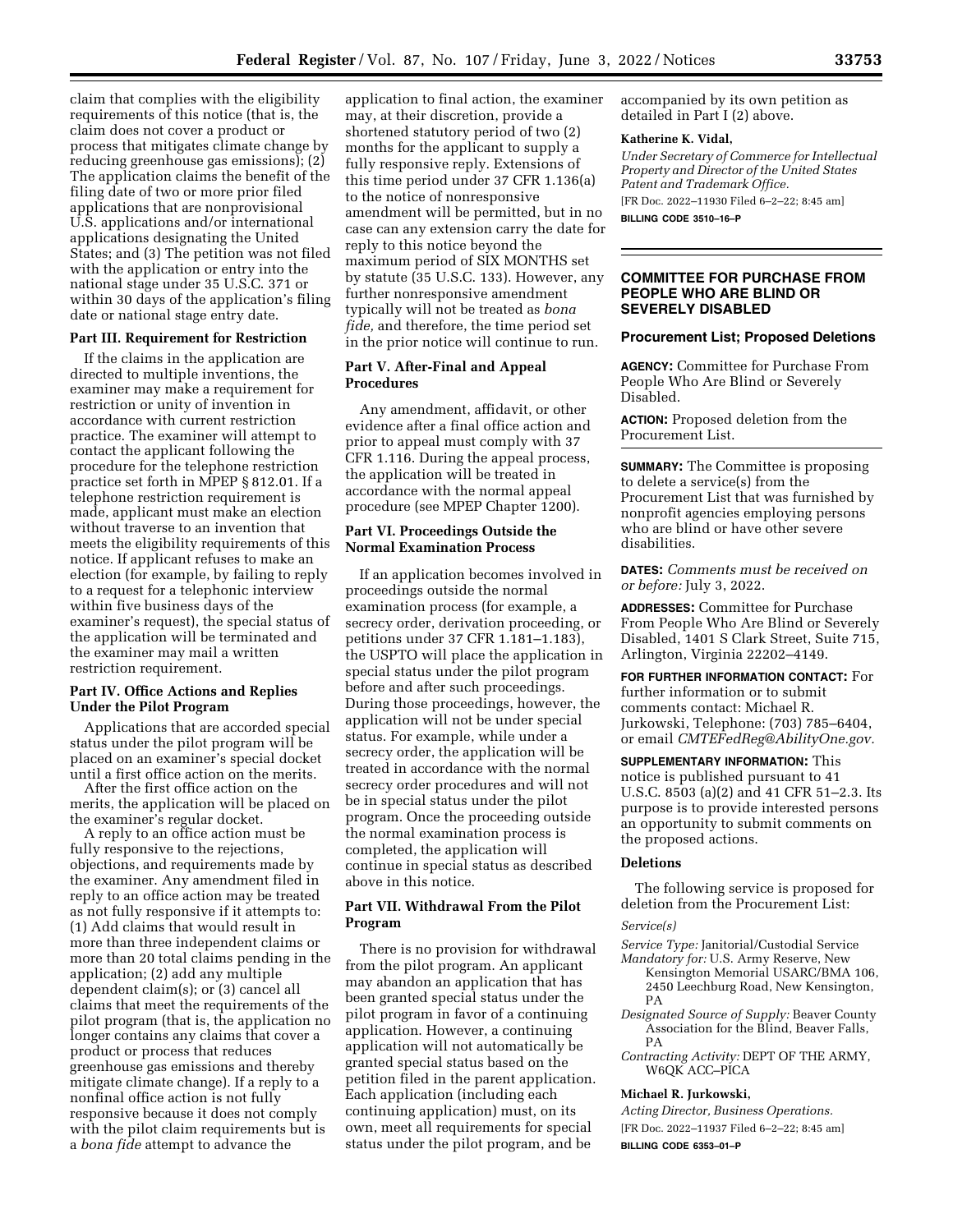claim that complies with the eligibility requirements of this notice (that is, the claim does not cover a product or process that mitigates climate change by reducing greenhouse gas emissions); (2) The application claims the benefit of the filing date of two or more prior filed applications that are nonprovisional U.S. applications and/or international applications designating the United States; and (3) The petition was not filed with the application or entry into the national stage under 35 U.S.C. 371 or within 30 days of the application's filing date or national stage entry date.

### Part III. Requirement for Restriction

If the claims in the application are directed to multiple inventions, the examiner may make a requirement for restriction or unity of invention in accordance with current restriction practice. The examiner will attempt to contact the applicant following the procedure for the telephone restriction practice set forth in MPEP § 812.01. If a telephone restriction requirement is made, applicant must make an election without traverse to an invention that meets the eligibility requirements of this notice. If applicant refuses to make an election (for example, by failing to reply to a request for a telephonic interview within five business days of the examiner's request), the special status of the application will be terminated and the examiner may mail a written restriction requirement.

### Part IV. Office Actions and Replies Under the Pilot Program

Applications that are accorded special status under the pilot program will be placed on an examiner's special docket until a first office action on the merits.

After the first office action on the merits, the application will be placed on the examiner's regular docket.

A reply to an office action must be fully responsive to the rejections, objections, and requirements made by the examiner. Any amendment filed in reply to an office action may be treated as not fully responsive if it attempts to: (1) Add claims that would result in more than three independent claims or more than 20 total claims pending in the application; (2) add any multiple dependent claim(s); or (3) cancel all claims that meet the requirements of the pilot program (that is, the application no longer contains any claims that cover a product or process that reduces greenhouse gas emissions and thereby mitigate climate change). If a reply to a nonfinal office action is not fully responsive because it does not comply with the pilot claim requirements but is a *bona fide* attempt to advance the application to final action, the examiner may, at their discretion, provide a shortened statutory period of two (2) months for the applicant to supply a fully responsive reply. Extensions of this time period under 37 CFR 1.136(a) to the notice of nonresponsive amendment will be permitted, but in no case can any extension carry the date for reply to this notice beyond the maximum period of SIX MONTHS set by statute (35 U.S.C. 133). However, any further nonresponsive amendment typically will not be treated as *bona fide,* and therefore, the time period set in the prior notice will continue to run.

### Part V. After-Final and Appeal Procedures

Any amendment, affidavit, or other evidence after a final office action and prior to appeal must comply with 37 CFR 1.116. During the appeal process, the application will be treated in accordance with the normal appeal procedure (see MPEP Chapter 1200).

### Part VI. Proceedings Outside the Normal Examination Process

If an application becomes involved in proceedings outside the normal examination process (for example, a secrecy order, derivation proceeding, or petitions under 37 CFR 1.181–1.183), the USPTO will place the application in special status under the pilot program before and after such proceedings. During those proceedings, however, the application will not be under special status. For example, while under a secrecy order, the application will be treated in accordance with the normal secrecy order procedures and will not be in special status under the pilot program. Once the proceeding outside the normal examination process is completed, the application will continue in special status as described above in this notice.

### Part VII. Withdrawal From the Pilot Program

There is no provision for withdrawal from the pilot program. An applicant may abandon an application that has been granted special status under the pilot program in favor of a continuing application. However, a continuing application will not automatically be granted special status based on the petition filed in the parent application. Each application (including each continuing application) must, on its own, meet all requirements for special status under the pilot program, and be accompanied by its own petition as detailed in Part I (2) above.

**Katherine K. Vidal,**

*Under Secretary of Commerce for Intellectual Property and Director of the United States Patent and Trademark Office.*

[FR Doc. 2022–11930 Filed 6–2–22; 8:45 am]

**BILLING CODE 3510–16–P**

## COMMITTEE FOR PURCHASE FROM PEOPLE WHO ARE BLIND OR SEVERELY DISABLED

### Procurement List; Proposed Deletions

**AGENCY:** Committee for Purchase From People Who Are Blind or Severely Disabled.

**ACTION:** Proposed deletion from the Procurement List.

**SUMMARY:** The Committee is proposing to delete a service(s) from the Procurement List that was furnished by nonprofit agencies employing persons who are blind or have other severe disabilities.

**DATES:** *Comments must be received on or before:* July 3, 2022.

**ADDRESSES:** Committee for Purchase From People Who Are Blind or Severely Disabled, 1401 S Clark Street, Suite 715, Arlington, Virginia 22202–4149.

**FOR FURTHER INFORMATION CONTACT:** For further information or to submit comments contact: Michael R. Jurkowski, Telephone: (703) 785–6404, or email *CMTEFedReg@AbilityOne.gov.*

**SUPPLEMENTARY INFORMATION:** This notice is published pursuant to 41 U.S.C. 8503 (a)(2) and 41 CFR 51–2.3. Its purpose is to provide interested persons an opportunity to submit comments on the proposed actions.

### Deletions

The following service is proposed for deletion from the Procurement List:

*Service(s)*

*Service Type:* Janitorial/Custodial Service

*Mandatory for:* U.S. Army Reserve, New Kensington Memorial USARC/BMA 106, 2450 Leechburg Road, New Kensington, PA

*Designated Source of Supply:* Beaver County Association for the Blind, Beaver Falls, PA

*Contracting Activity:* DEPT OF THE ARMY, W6QK ACC–PICA

**Michael R. Jurkowski,**

*Acting Director, Business Operations.*

[FR Doc. 2022–11937 Filed 6–2–22; 8:45 am]

**BILLING CODE 6353–01–P**